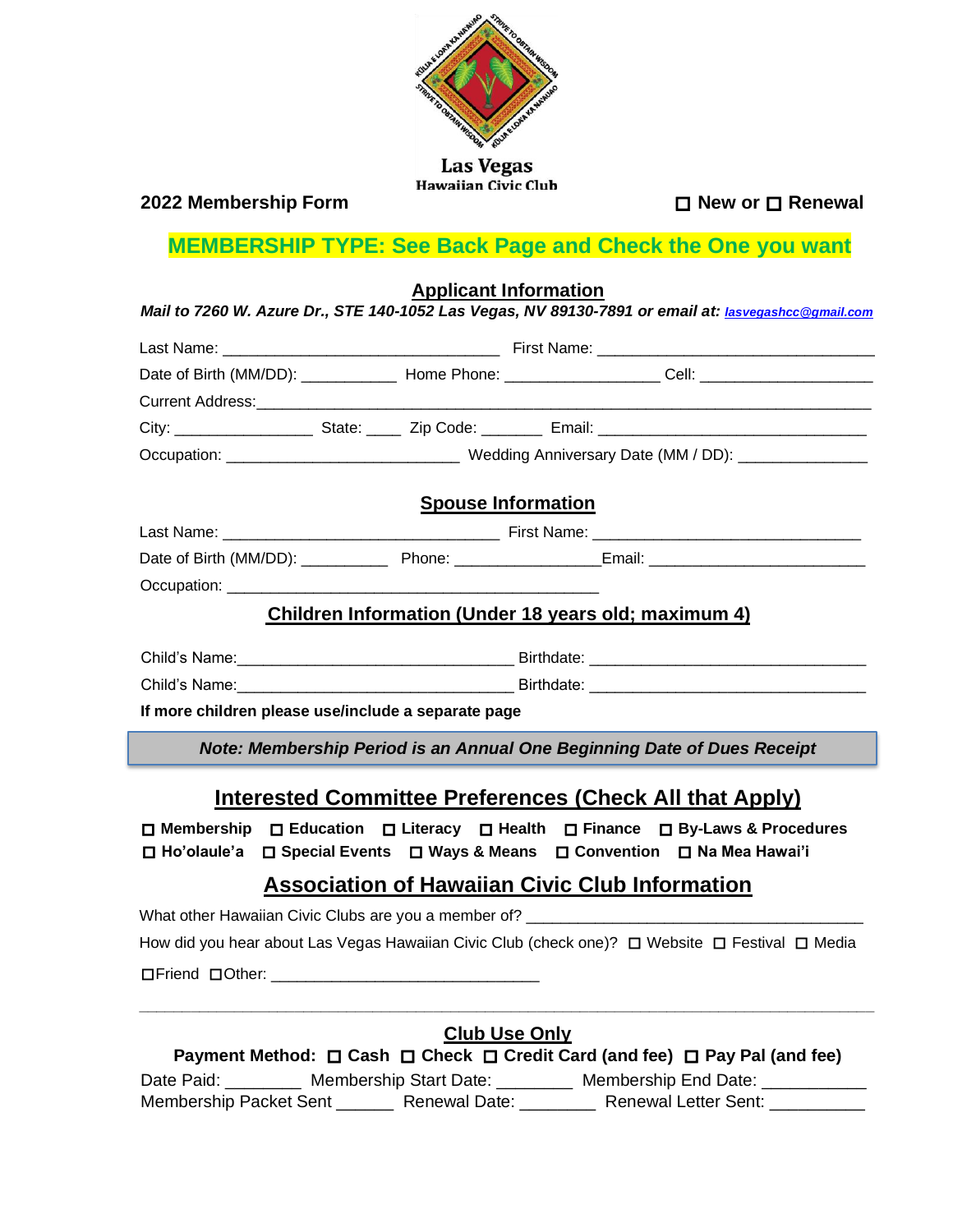Las Vegas
Hawaiian Civic Club

**2022 Membership Form** ☐ **New or** ☐ **Renewal**

## MEMBERSHIP TYPE: See Back Page and Check the One you want

## Applicant Information

***Mail to 7260 W. Azure Dr., STE 140-1052 Las Vegas, NV 89130-7891 or email at: lasvegashcc@gmail.com***

Last Name: ________________________________ First Name: ________________________________

Date of Birth (MM/DD): ___________ Home Phone: _________________ Cell: ____________________

Current Address:__________________________________________________________________________

City: ________________ State: ____ Zip Code: _______ Email: ______________________________

Occupation: ___________________________ Wedding Anniversary Date (MM / DD): _______________

## Spouse Information

Last Name: ________________________________ First Name: ______________________________

Date of Birth (MM/DD): __________ Phone: ________________Email: _________________________

Occupation: ___________________________________________

## Children Information (Under 18 years old; maximum 4)

Child's Name:________________________________ Birthdate: ________________________________

Child's Name:________________________________ Birthdate: ________________________________

**If more children please use/include a separate page**

***Note: Membership Period is an Annual One Beginning Date of Dues Receipt***

## Interested Committee Preferences (Check All that Apply)

☐ **Membership** ☐ **Education** ☐ **Literacy** ☐ **Health** ☐ **Finance** ☐ **By-Laws & Procedures**
☐ **Ho'olaule'a** ☐ **Special Events** ☐ **Ways & Means** ☐ **Convention** ☐ **Na Mea Hawai'i**

## Association of Hawaiian Civic Club Information

What other Hawaiian Civic Clubs are you a member of? ______________________________________

How did you hear about Las Vegas Hawaiian Civic Club (check one)? ☐ Website ☐ Festival ☐ Media

☐Friend ☐Other: ______________________________

---

## Club Use Only

**Payment Method:** ☐ **Cash** ☐ **Check** ☐ **Credit Card (and fee)** ☐ **Pay Pal (and fee)**

Date Paid: ________ Membership Start Date: ________ Membership End Date: ___________
Membership Packet Sent ______ Renewal Date: ________ Renewal Letter Sent: __________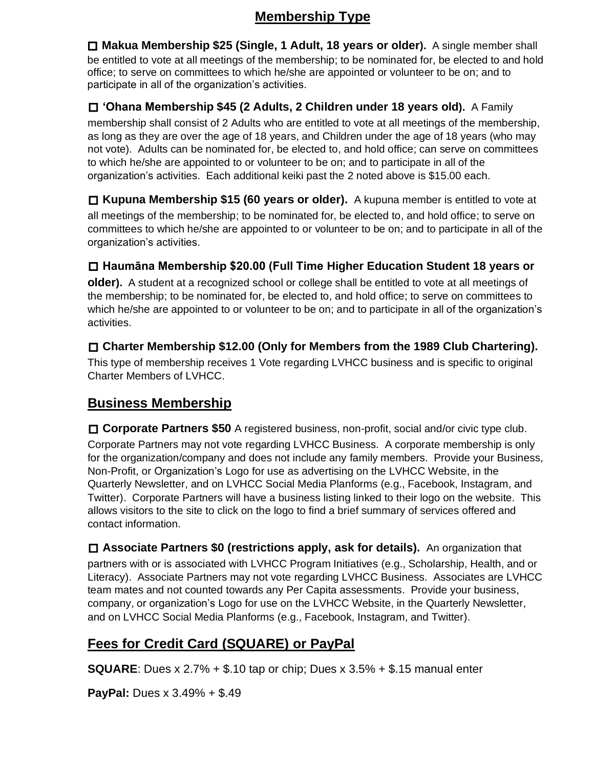## Membership Type

☐ **Makua Membership $25 (Single, 1 Adult, 18 years or older).** A single member shall be entitled to vote at all meetings of the membership; to be nominated for, be elected to and hold office; to serve on committees to which he/she are appointed or volunteer to be on; and to participate in all of the organization's activities.

☐ **'Ohana Membership $45 (2 Adults, 2 Children under 18 years old).** A Family membership shall consist of 2 Adults who are entitled to vote at all meetings of the membership, as long as they are over the age of 18 years, and Children under the age of 18 years (who may not vote). Adults can be nominated for, be elected to, and hold office; can serve on committees to which he/she are appointed to or volunteer to be on; and to participate in all of the organization's activities. Each additional keiki past the 2 noted above is $15.00 each.

☐ **Kupuna Membership $15 (60 years or older).** A kupuna member is entitled to vote at all meetings of the membership; to be nominated for, be elected to, and hold office; to serve on committees to which he/she are appointed to or volunteer to be on; and to participate in all of the organization's activities.

☐ **Haumāna Membership $20.00 (Full Time Higher Education Student 18 years or older).** A student at a recognized school or college shall be entitled to vote at all meetings of the membership; to be nominated for, be elected to, and hold office; to serve on committees to which he/she are appointed to or volunteer to be on; and to participate in all of the organization's activities.

☐ **Charter Membership $12.00 (Only for Members from the 1989 Club Chartering).** This type of membership receives 1 Vote regarding LVHCC business and is specific to original Charter Members of LVHCC.

## Business Membership

☐ **Corporate Partners $50** A registered business, non-profit, social and/or civic type club. Corporate Partners may not vote regarding LVHCC Business. A corporate membership is only for the organization/company and does not include any family members. Provide your Business, Non-Profit, or Organization's Logo for use as advertising on the LVHCC Website, in the Quarterly Newsletter, and on LVHCC Social Media Planforms (e.g., Facebook, Instagram, and Twitter). Corporate Partners will have a business listing linked to their logo on the website. This allows visitors to the site to click on the logo to find a brief summary of services offered and contact information.

☐ **Associate Partners $0 (restrictions apply, ask for details).** An organization that partners with or is associated with LVHCC Program Initiatives (e.g., Scholarship, Health, and or Literacy). Associate Partners may not vote regarding LVHCC Business. Associates are LVHCC team mates and not counted towards any Per Capita assessments. Provide your business, company, or organization's Logo for use on the LVHCC Website, in the Quarterly Newsletter, and on LVHCC Social Media Planforms (e.g., Facebook, Instagram, and Twitter).

## Fees for Credit Card (SQUARE) or PayPal

**SQUARE**: Dues x 2.7% + $.10 tap or chip; Dues x 3.5% + $.15 manual enter

**PayPal:** Dues x 3.49% + $.49